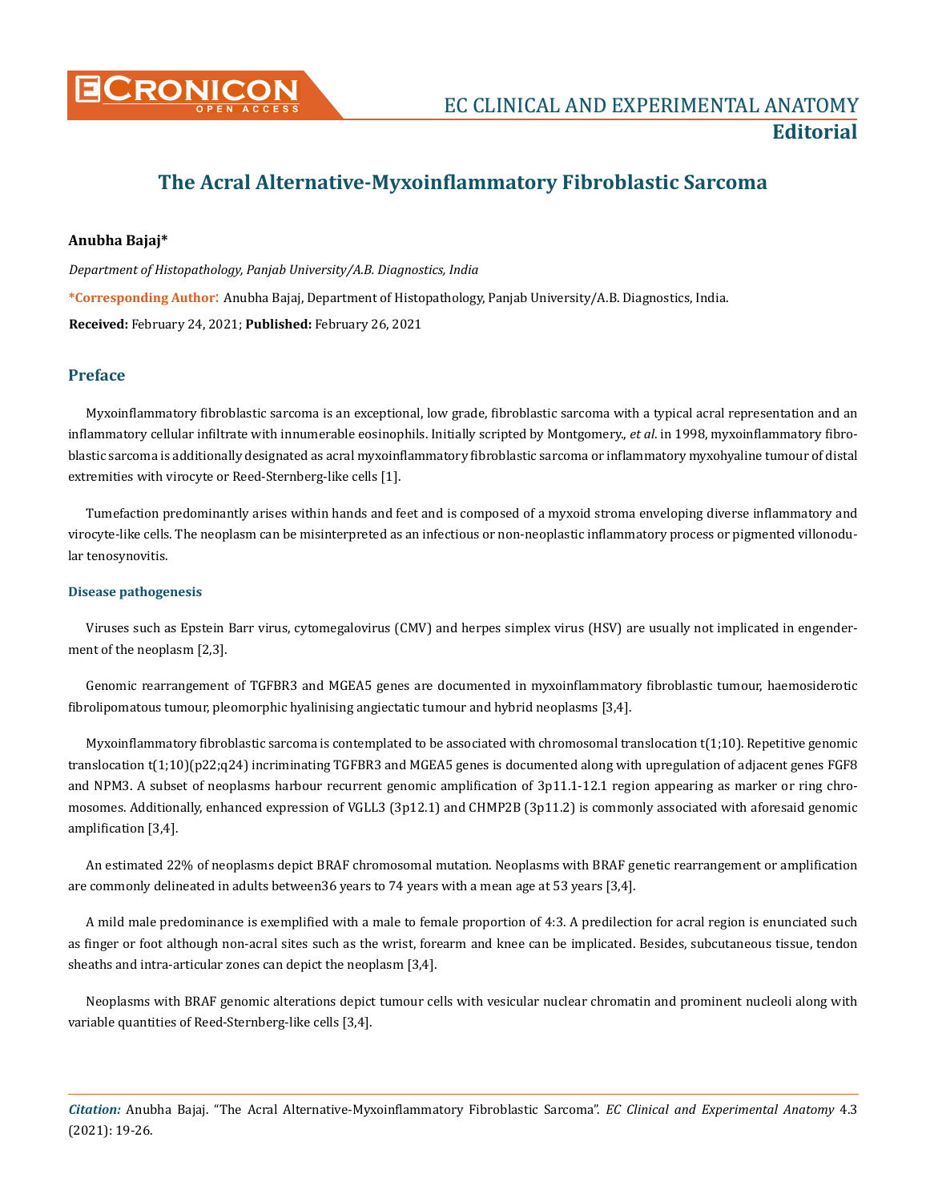# EC CLINICAL AND EXPERIMENTAL ANATOMY

**Editorial**

## The Acral Alternative-Myxoinflammatory Fibroblastic Sarcoma

**Anubha Bajaj***

*Department of Histopathology, Panjab University/A.B. Diagnostics, India*

***Corresponding Author**: Anubha Bajaj, Department of Histopathology, Panjab University/A.B. Diagnostics, India.

**Received:** February 24, 2021; **Published:** February 26, 2021

## Preface

Myxoinflammatory fibroblastic sarcoma is an exceptional, low grade, fibroblastic sarcoma with a typical acral representation and an inflammatory cellular infiltrate with innumerable eosinophils. Initially scripted by Montgomery., *et al*. in 1998, myxoinflammatory fibroblastic sarcoma is additionally designated as acral myxoinflammatory fibroblastic sarcoma or inflammatory myxohyaline tumour of distal extremities with virocyte or Reed-Sternberg-like cells [1].

Tumefaction predominantly arises within hands and feet and is composed of a myxoid stroma enveloping diverse inflammatory and virocyte-like cells. The neoplasm can be misinterpreted as an infectious or non-neoplastic inflammatory process or pigmented villonodular tenosynovitis.

### Disease pathogenesis

Viruses such as Epstein Barr virus, cytomegalovirus (CMV) and herpes simplex virus (HSV) are usually not implicated in engenderment of the neoplasm [2,3].

Genomic rearrangement of TGFBR3 and MGEA5 genes are documented in myxoinflammatory fibroblastic tumour, haemosiderotic fibrolipomatous tumour, pleomorphic hyalinising angiectatic tumour and hybrid neoplasms [3,4].

Myxoinflammatory fibroblastic sarcoma is contemplated to be associated with chromosomal translocation t(1;10). Repetitive genomic translocation t(1;10)(p22;q24) incriminating TGFBR3 and MGEA5 genes is documented along with upregulation of adjacent genes FGF8 and NPM3. A subset of neoplasms harbour recurrent genomic amplification of 3p11.1-12.1 region appearing as marker or ring chromosomes. Additionally, enhanced expression of VGLL3 (3p12.1) and CHMP2B (3p11.2) is commonly associated with aforesaid genomic amplification [3,4].

An estimated 22% of neoplasms depict BRAF chromosomal mutation. Neoplasms with BRAF genetic rearrangement or amplification are commonly delineated in adults between36 years to 74 years with a mean age at 53 years [3,4].

A mild male predominance is exemplified with a male to female proportion of 4:3. A predilection for acral region is enunciated such as finger or foot although non-acral sites such as the wrist, forearm and knee can be implicated. Besides, subcutaneous tissue, tendon sheaths and intra-articular zones can depict the neoplasm [3,4].

Neoplasms with BRAF genomic alterations depict tumour cells with vesicular nuclear chromatin and prominent nucleoli along with variable quantities of Reed-Sternberg-like cells [3,4].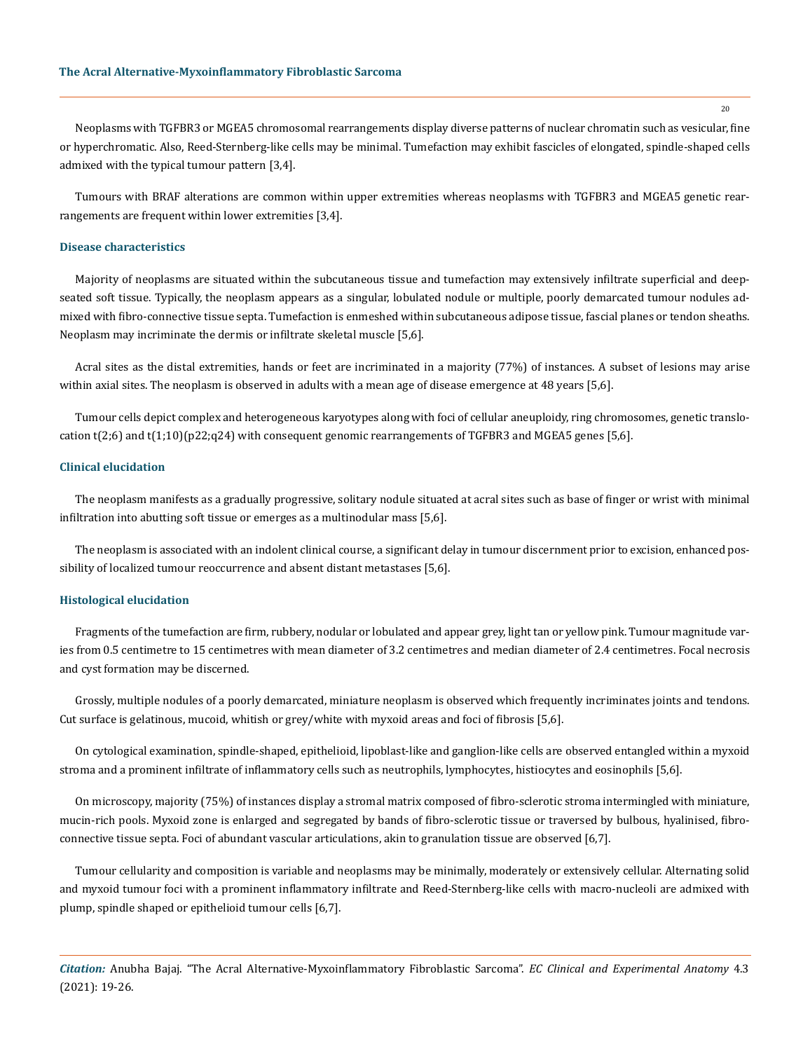Neoplasms with TGFBR3 or MGEA5 chromosomal rearrangements display diverse patterns of nuclear chromatin such as vesicular, fine or hyperchromatic. Also, Reed-Sternberg-like cells may be minimal. Tumefaction may exhibit fascicles of elongated, spindle-shaped cells admixed with the typical tumour pattern [3,4].

Tumours with BRAF alterations are common within upper extremities whereas neoplasms with TGFBR3 and MGEA5 genetic rearrangements are frequent within lower extremities [3,4].

### Disease characteristics

Majority of neoplasms are situated within the subcutaneous tissue and tumefaction may extensively infiltrate superficial and deep-seated soft tissue. Typically, the neoplasm appears as a singular, lobulated nodule or multiple, poorly demarcated tumour nodules admixed with fibro-connective tissue septa. Tumefaction is enmeshed within subcutaneous adipose tissue, fascial planes or tendon sheaths. Neoplasm may incriminate the dermis or infiltrate skeletal muscle [5,6].

Acral sites as the distal extremities, hands or feet are incriminated in a majority (77%) of instances. A subset of lesions may arise within axial sites. The neoplasm is observed in adults with a mean age of disease emergence at 48 years [5,6].

Tumour cells depict complex and heterogeneous karyotypes along with foci of cellular aneuploidy, ring chromosomes, genetic translocation t(2;6) and t(1;10)(p22;q24) with consequent genomic rearrangements of TGFBR3 and MGEA5 genes [5,6].

### Clinical elucidation

The neoplasm manifests as a gradually progressive, solitary nodule situated at acral sites such as base of finger or wrist with minimal infiltration into abutting soft tissue or emerges as a multinodular mass [5,6].

The neoplasm is associated with an indolent clinical course, a significant delay in tumour discernment prior to excision, enhanced possibility of localized tumour reoccurrence and absent distant metastases [5,6].

### Histological elucidation

Fragments of the tumefaction are firm, rubbery, nodular or lobulated and appear grey, light tan or yellow pink. Tumour magnitude varies from 0.5 centimetre to 15 centimetres with mean diameter of 3.2 centimetres and median diameter of 2.4 centimetres. Focal necrosis and cyst formation may be discerned.

Grossly, multiple nodules of a poorly demarcated, miniature neoplasm is observed which frequently incriminates joints and tendons. Cut surface is gelatinous, mucoid, whitish or grey/white with myxoid areas and foci of fibrosis [5,6].

On cytological examination, spindle-shaped, epithelioid, lipoblast-like and ganglion-like cells are observed entangled within a myxoid stroma and a prominent infiltrate of inflammatory cells such as neutrophils, lymphocytes, histiocytes and eosinophils [5,6].

On microscopy, majority (75%) of instances display a stromal matrix composed of fibro-sclerotic stroma intermingled with miniature, mucin-rich pools. Myxoid zone is enlarged and segregated by bands of fibro-sclerotic tissue or traversed by bulbous, hyalinised, fibro-connective tissue septa. Foci of abundant vascular articulations, akin to granulation tissue are observed [6,7].

Tumour cellularity and composition is variable and neoplasms may be minimally, moderately or extensively cellular. Alternating solid and myxoid tumour foci with a prominent inflammatory infiltrate and Reed-Sternberg-like cells with macro-nucleoli are admixed with plump, spindle shaped or epithelioid tumour cells [6,7].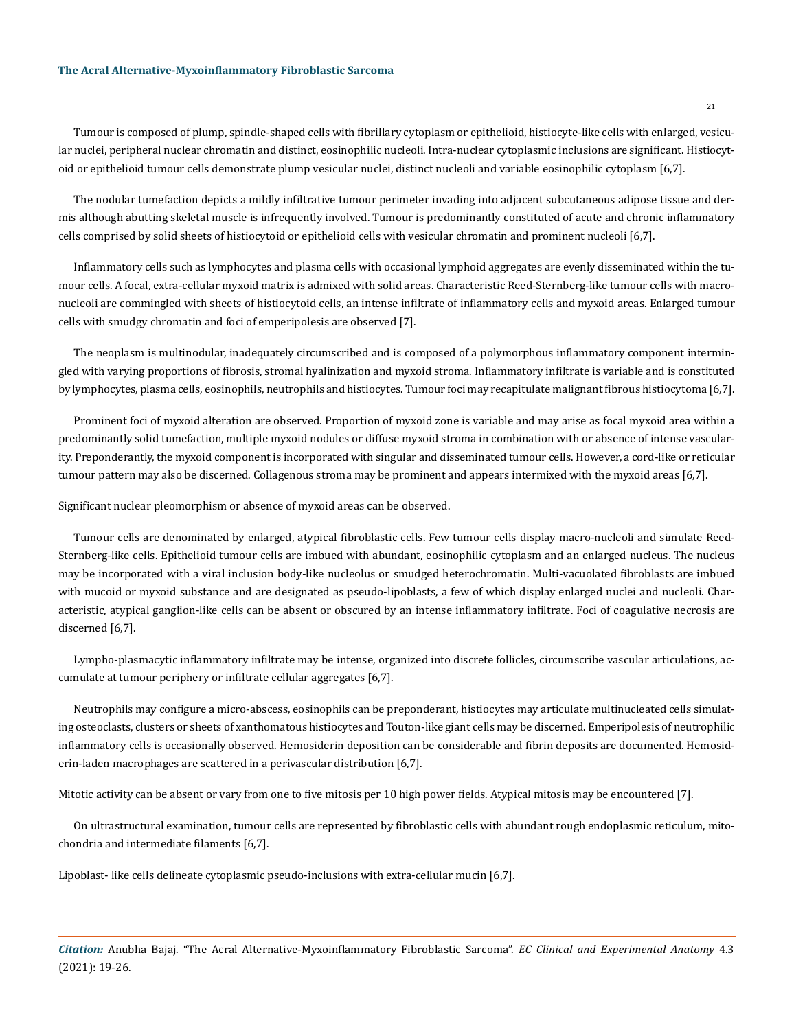Tumour is composed of plump, spindle-shaped cells with fibrillary cytoplasm or epithelioid, histiocyte-like cells with enlarged, vesicular nuclei, peripheral nuclear chromatin and distinct, eosinophilic nucleoli. Intra-nuclear cytoplasmic inclusions are significant. Histiocytoid or epithelioid tumour cells demonstrate plump vesicular nuclei, distinct nucleoli and variable eosinophilic cytoplasm [6,7].

The nodular tumefaction depicts a mildly infiltrative tumour perimeter invading into adjacent subcutaneous adipose tissue and dermis although abutting skeletal muscle is infrequently involved. Tumour is predominantly constituted of acute and chronic inflammatory cells comprised by solid sheets of histiocytoid or epithelioid cells with vesicular chromatin and prominent nucleoli [6,7].

Inflammatory cells such as lymphocytes and plasma cells with occasional lymphoid aggregates are evenly disseminated within the tumour cells. A focal, extra-cellular myxoid matrix is admixed with solid areas. Characteristic Reed-Sternberg-like tumour cells with macro-nucleoli are commingled with sheets of histiocytoid cells, an intense infiltrate of inflammatory cells and myxoid areas. Enlarged tumour cells with smudgy chromatin and foci of emperipolesis are observed [7].

The neoplasm is multinodular, inadequately circumscribed and is composed of a polymorphous inflammatory component intermingled with varying proportions of fibrosis, stromal hyalinization and myxoid stroma. Inflammatory infiltrate is variable and is constituted by lymphocytes, plasma cells, eosinophils, neutrophils and histiocytes. Tumour foci may recapitulate malignant fibrous histiocytoma [6,7].

Prominent foci of myxoid alteration are observed. Proportion of myxoid zone is variable and may arise as focal myxoid area within a predominantly solid tumefaction, multiple myxoid nodules or diffuse myxoid stroma in combination with or absence of intense vascularity. Preponderantly, the myxoid component is incorporated with singular and disseminated tumour cells. However, a cord-like or reticular tumour pattern may also be discerned. Collagenous stroma may be prominent and appears intermixed with the myxoid areas [6,7].

Significant nuclear pleomorphism or absence of myxoid areas can be observed.

Tumour cells are denominated by enlarged, atypical fibroblastic cells. Few tumour cells display macro-nucleoli and simulate Reed-Sternberg-like cells. Epithelioid tumour cells are imbued with abundant, eosinophilic cytoplasm and an enlarged nucleus. The nucleus may be incorporated with a viral inclusion body-like nucleolus or smudged heterochromatin. Multi-vacuolated fibroblasts are imbued with mucoid or myxoid substance and are designated as pseudo-lipoblasts, a few of which display enlarged nuclei and nucleoli. Characteristic, atypical ganglion-like cells can be absent or obscured by an intense inflammatory infiltrate. Foci of coagulative necrosis are discerned [6,7].

Lympho-plasmacytic inflammatory infiltrate may be intense, organized into discrete follicles, circumscribe vascular articulations, accumulate at tumour periphery or infiltrate cellular aggregates [6,7].

Neutrophils may configure a micro-abscess, eosinophils can be preponderant, histiocytes may articulate multinucleated cells simulating osteoclasts, clusters or sheets of xanthomatous histiocytes and Touton-like giant cells may be discerned. Emperipolesis of neutrophilic inflammatory cells is occasionally observed. Hemosiderin deposition can be considerable and fibrin deposits are documented. Hemosiderin-laden macrophages are scattered in a perivascular distribution [6,7].

Mitotic activity can be absent or vary from one to five mitosis per 10 high power fields. Atypical mitosis may be encountered [7].

On ultrastructural examination, tumour cells are represented by fibroblastic cells with abundant rough endoplasmic reticulum, mitochondria and intermediate filaments [6,7].

Lipoblast- like cells delineate cytoplasmic pseudo-inclusions with extra-cellular mucin [6,7].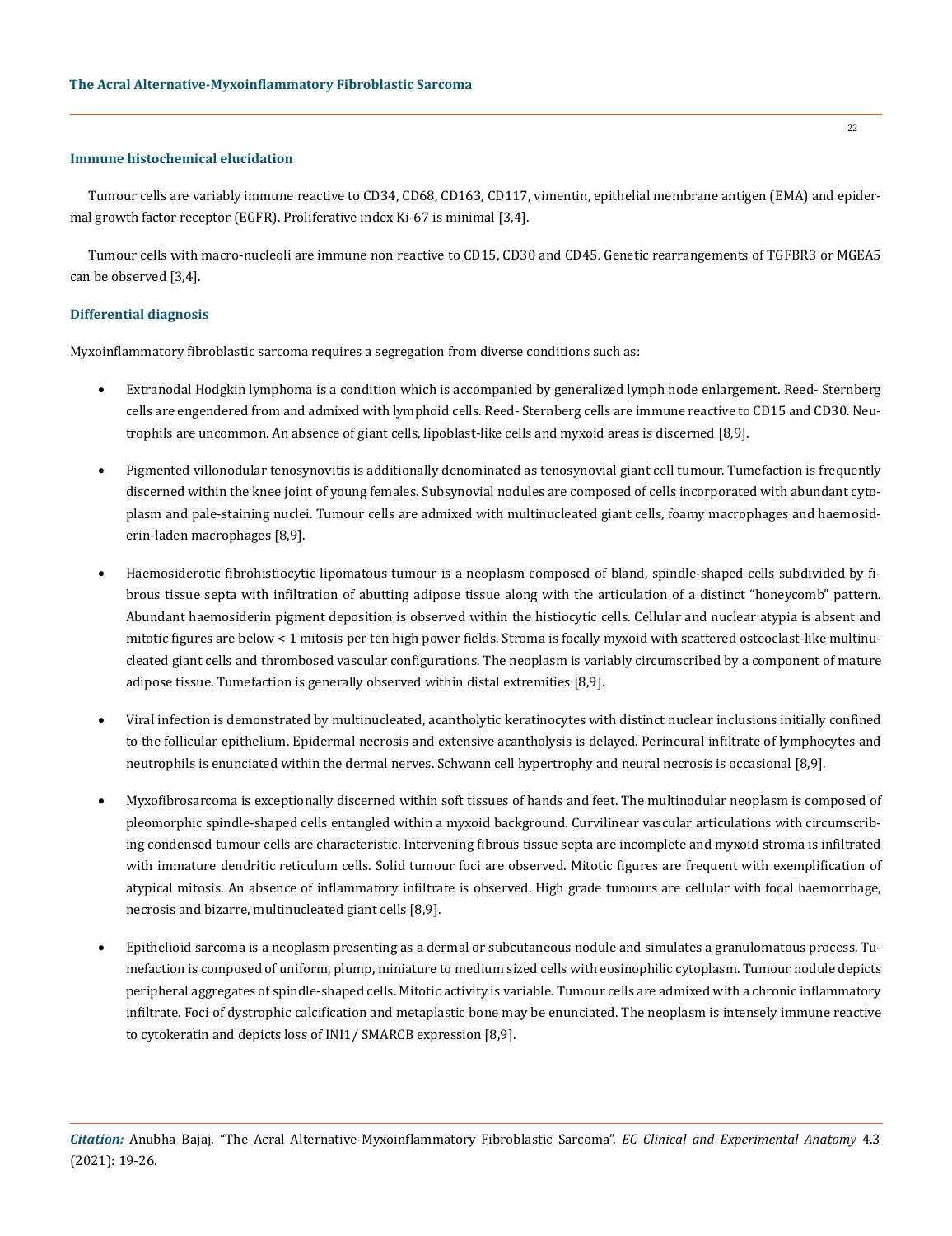### Immune histochemical elucidation

Tumour cells are variably immune reactive to CD34, CD68, CD163, CD117, vimentin, epithelial membrane antigen (EMA) and epidermal growth factor receptor (EGFR). Proliferative index Ki-67 is minimal [3,4].

Tumour cells with macro-nucleoli are immune non reactive to CD15, CD30 and CD45. Genetic rearrangements of TGFBR3 or MGEA5 can be observed [3,4].

### Differential diagnosis

Myxoinflammatory fibroblastic sarcoma requires a segregation from diverse conditions such as:

- Extranodal Hodgkin lymphoma is a condition which is accompanied by generalized lymph node enlargement. Reed- Sternberg cells are engendered from and admixed with lymphoid cells. Reed- Sternberg cells are immune reactive to CD15 and CD30. Neutrophils are uncommon. An absence of giant cells, lipoblast-like cells and myxoid areas is discerned [8,9].
- Pigmented villonodular tenosynovitis is additionally denominated as tenosynovial giant cell tumour. Tumefaction is frequently discerned within the knee joint of young females. Subsynovial nodules are composed of cells incorporated with abundant cytoplasm and pale-staining nuclei. Tumour cells are admixed with multinucleated giant cells, foamy macrophages and haemosiderin-laden macrophages [8,9].
- Haemosiderotic fibrohistiocytic lipomatous tumour is a neoplasm composed of bland, spindle-shaped cells subdivided by fibrous tissue septa with infiltration of abutting adipose tissue along with the articulation of a distinct "honeycomb" pattern. Abundant haemosiderin pigment deposition is observed within the histiocytic cells. Cellular and nuclear atypia is absent and mitotic figures are below < 1 mitosis per ten high power fields. Stroma is focally myxoid with scattered osteoclast-like multinucleated giant cells and thrombosed vascular configurations. The neoplasm is variably circumscribed by a component of mature adipose tissue. Tumefaction is generally observed within distal extremities [8,9].
- Viral infection is demonstrated by multinucleated, acantholytic keratinocytes with distinct nuclear inclusions initially confined to the follicular epithelium. Epidermal necrosis and extensive acantholysis is delayed. Perineural infiltrate of lymphocytes and neutrophils is enunciated within the dermal nerves. Schwann cell hypertrophy and neural necrosis is occasional [8,9].
- Myxofibrosarcoma is exceptionally discerned within soft tissues of hands and feet. The multinodular neoplasm is composed of pleomorphic spindle-shaped cells entangled within a myxoid background. Curvilinear vascular articulations with circumscribing condensed tumour cells are characteristic. Intervening fibrous tissue septa are incomplete and myxoid stroma is infiltrated with immature dendritic reticulum cells. Solid tumour foci are observed. Mitotic figures are frequent with exemplification of atypical mitosis. An absence of inflammatory infiltrate is observed. High grade tumours are cellular with focal haemorrhage, necrosis and bizarre, multinucleated giant cells [8,9].
- Epithelioid sarcoma is a neoplasm presenting as a dermal or subcutaneous nodule and simulates a granulomatous process. Tumefaction is composed of uniform, plump, miniature to medium sized cells with eosinophilic cytoplasm. Tumour nodule depicts peripheral aggregates of spindle-shaped cells. Mitotic activity is variable. Tumour cells are admixed with a chronic inflammatory infiltrate. Foci of dystrophic calcification and metaplastic bone may be enunciated. The neoplasm is intensely immune reactive to cytokeratin and depicts loss of INI1/ SMARCB expression [8,9].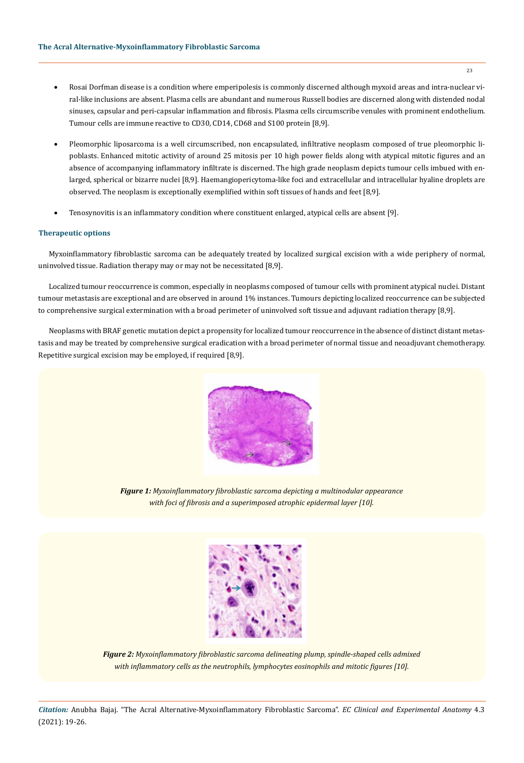- Rosai Dorfman disease is a condition where emperipolesis is commonly discerned although myxoid areas and intra-nuclear viral-like inclusions are absent. Plasma cells are abundant and numerous Russell bodies are discerned along with distended nodal sinuses, capsular and peri-capsular inflammation and fibrosis. Plasma cells circumscribe venules with prominent endothelium. Tumour cells are immune reactive to CD30, CD14, CD68 and S100 protein [8,9].

- Pleomorphic liposarcoma is a well circumscribed, non encapsulated, infiltrative neoplasm composed of true pleomorphic lipoblasts. Enhanced mitotic activity of around 25 mitosis per 10 high power fields along with atypical mitotic figures and an absence of accompanying inflammatory infiltrate is discerned. The high grade neoplasm depicts tumour cells imbued with enlarged, spherical or bizarre nuclei [8,9]. Haemangiopericytoma-like foci and extracellular and intracellular hyaline droplets are observed. The neoplasm is exceptionally exemplified within soft tissues of hands and feet [8,9].

- Tenosynovitis is an inflammatory condition where constituent enlarged, atypical cells are absent [9].

### Therapeutic options

Myxoinflammatory fibroblastic sarcoma can be adequately treated by localized surgical excision with a wide periphery of normal, uninvolved tissue. Radiation therapy may or may not be necessitated [8,9].

Localized tumour reoccurrence is common, especially in neoplasms composed of tumour cells with prominent atypical nuclei. Distant tumour metastasis are exceptional and are observed in around 1% instances. Tumours depicting localized reoccurrence can be subjected to comprehensive surgical extermination with a broad perimeter of uninvolved soft tissue and adjuvant radiation therapy [8,9].

Neoplasms with BRAF genetic mutation depict a propensity for localized tumour reoccurrence in the absence of distinct distant metastasis and may be treated by comprehensive surgical eradication with a broad perimeter of normal tissue and neoadjuvant chemotherapy. Repetitive surgical excision may be employed, if required [8,9].

***Figure 1:*** *Myxoinflammatory fibroblastic sarcoma depicting a multinodular appearance with foci of fibrosis and a superimposed atrophic epidermal layer [10].*

***Figure 2:*** *Myxoinflammatory fibroblastic sarcoma delineating plump, spindle-shaped cells admixed with inflammatory cells as the neutrophils, lymphocytes eosinophils and mitotic figures [10].*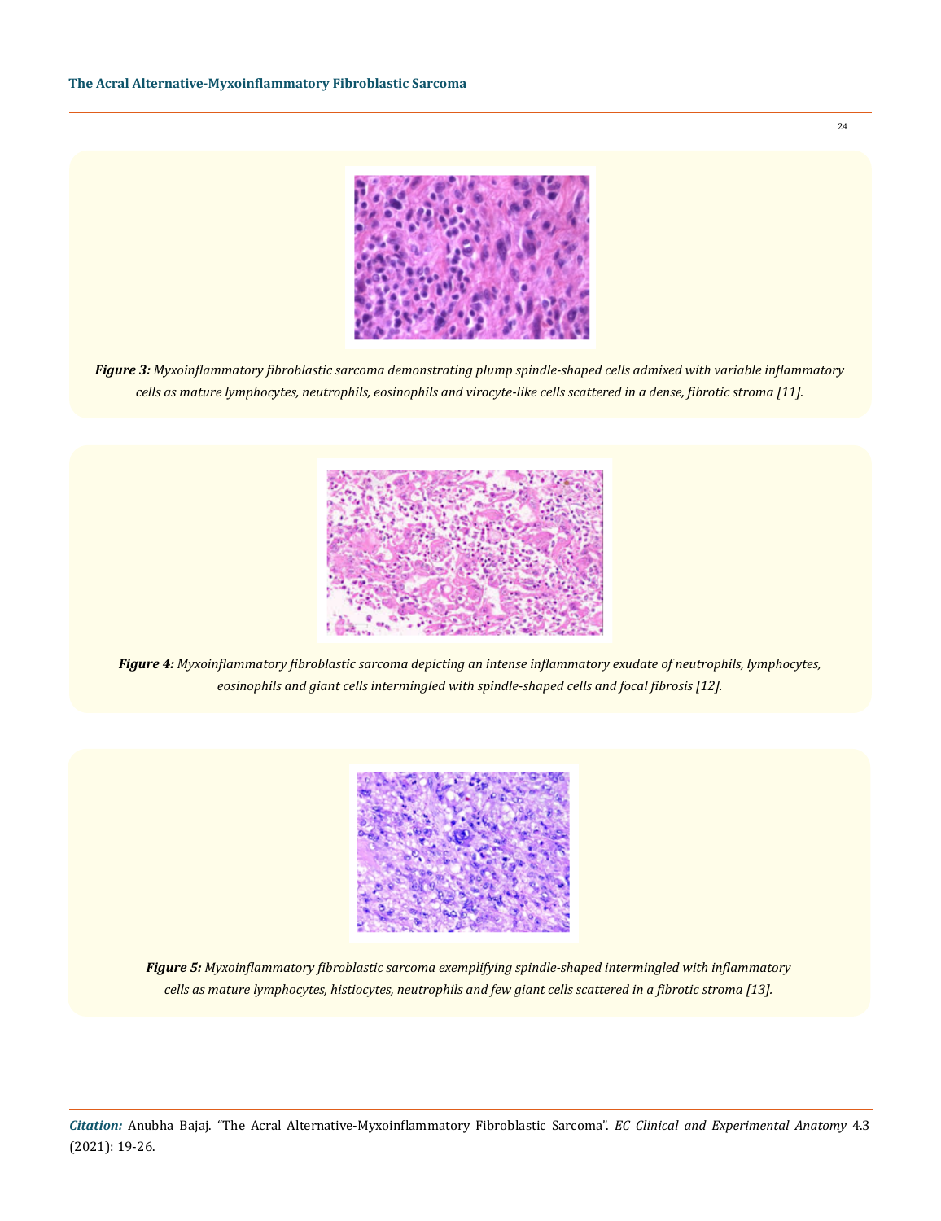*Figure 3: Myxoinflammatory fibroblastic sarcoma demonstrating plump spindle-shaped cells admixed with variable inflammatory cells as mature lymphocytes, neutrophils, eosinophils and virocyte-like cells scattered in a dense, fibrotic stroma [11].*

*Figure 4: Myxoinflammatory fibroblastic sarcoma depicting an intense inflammatory exudate of neutrophils, lymphocytes, eosinophils and giant cells intermingled with spindle-shaped cells and focal fibrosis [12].*

*Figure 5: Myxoinflammatory fibroblastic sarcoma exemplifying spindle-shaped intermingled with inflammatory cells as mature lymphocytes, histiocytes, neutrophils and few giant cells scattered in a fibrotic stroma [13].*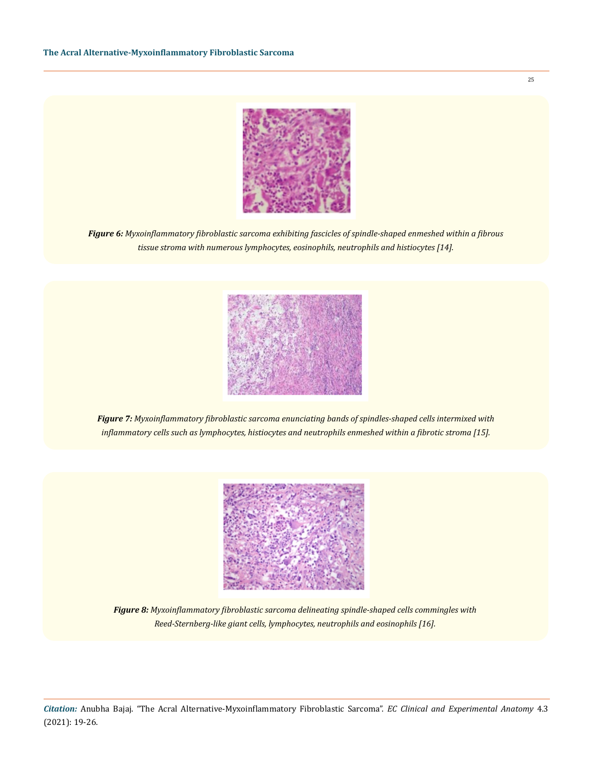*Figure 6: Myxoinflammatory fibroblastic sarcoma exhibiting fascicles of spindle-shaped enmeshed within a fibrous tissue stroma with numerous lymphocytes, eosinophils, neutrophils and histiocytes [14].*

*Figure 7: Myxoinflammatory fibroblastic sarcoma enunciating bands of spindles-shaped cells intermixed with inflammatory cells such as lymphocytes, histiocytes and neutrophils enmeshed within a fibrotic stroma [15].*

*Figure 8: Myxoinflammatory fibroblastic sarcoma delineating spindle-shaped cells commingles with Reed-Sternberg-like giant cells, lymphocytes, neutrophils and eosinophils [16].*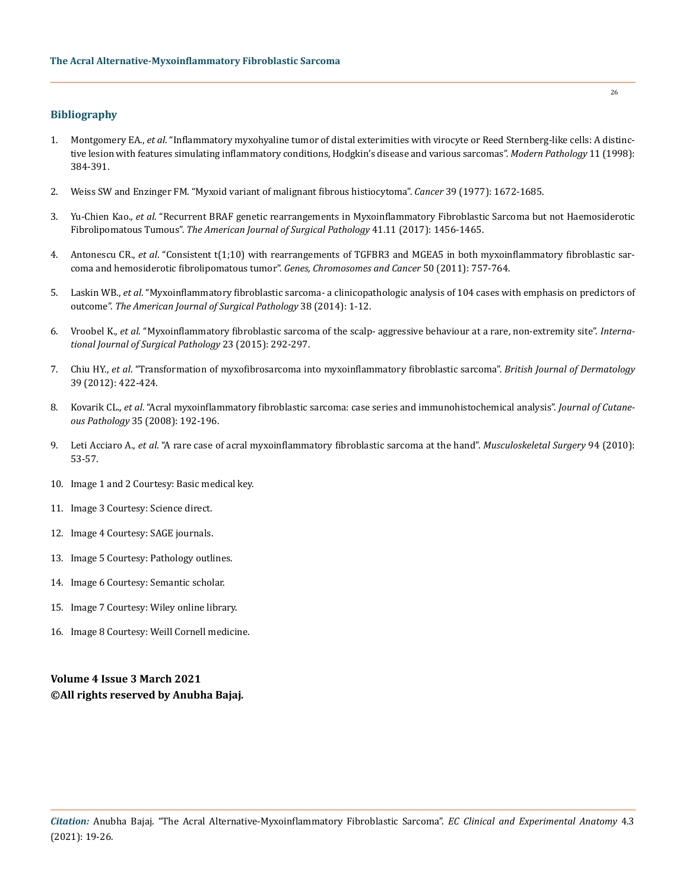## Bibliography

1. Montgomery EA., *et al*. "Inflammatory myxohyaline tumor of distal exterimities with virocyte or Reed Sternberg-like cells: A distinctive lesion with features simulating inflammatory conditions, Hodgkin's disease and various sarcomas". *Modern Pathology* 11 (1998): 384-391.

2. Weiss SW and Enzinger FM. "Myxoid variant of malignant fibrous histiocytoma". *Cancer* 39 (1977): 1672-1685.

3. Yu-Chien Kao., *et al*. "Recurrent BRAF genetic rearrangements in Myxoinflammatory Fibroblastic Sarcoma but not Haemosiderotic Fibrolipomatous Tumous". *The American Journal of Surgical Pathology* 41.11 (2017): 1456-1465.

4. Antonescu CR., *et al*. "Consistent t(1;10) with rearrangements of TGFBR3 and MGEA5 in both myxoinflammatory fibroblastic sarcoma and hemosiderotic fibrolipomatous tumor". *Genes, Chromosomes and Cancer* 50 (2011): 757-764.

5. Laskin WB., *et al*. "Myxoinflammatory fibroblastic sarcoma- a clinicopathologic analysis of 104 cases with emphasis on predictors of outcome". *The American Journal of Surgical Pathology* 38 (2014): 1-12.

6. Vroobel K., *et al*. "Myxoinflammatory fibroblastic sarcoma of the scalp- aggressive behaviour at a rare, non-extremity site". *International Journal of Surgical Pathology* 23 (2015): 292-297.

7. Chiu HY., *et al*. "Transformation of myxofibrosarcoma into myxoinflammatory fibroblastic sarcoma". *British Journal of Dermatology* 39 (2012): 422-424.

8. Kovarik CL., *et al*. "Acral myxoinflammatory fibroblastic sarcoma: case series and immunohistochemical analysis". *Journal of Cutaneous Pathology* 35 (2008): 192-196.

9. Leti Acciaro A., *et al*. "A rare case of acral myxoinflammatory fibroblastic sarcoma at the hand". *Musculoskeletal Surgery* 94 (2010): 53-57.

10. Image 1 and 2 Courtesy: Basic medical key.

11. Image 3 Courtesy: Science direct.

12. Image 4 Courtesy: SAGE journals.

13. Image 5 Courtesy: Pathology outlines.

14. Image 6 Courtesy: Semantic scholar.

15. Image 7 Courtesy: Wiley online library.

16. Image 8 Courtesy: Weill Cornell medicine.

**Volume 4 Issue 3 March 2021**
**©All rights reserved by Anubha Bajaj.**